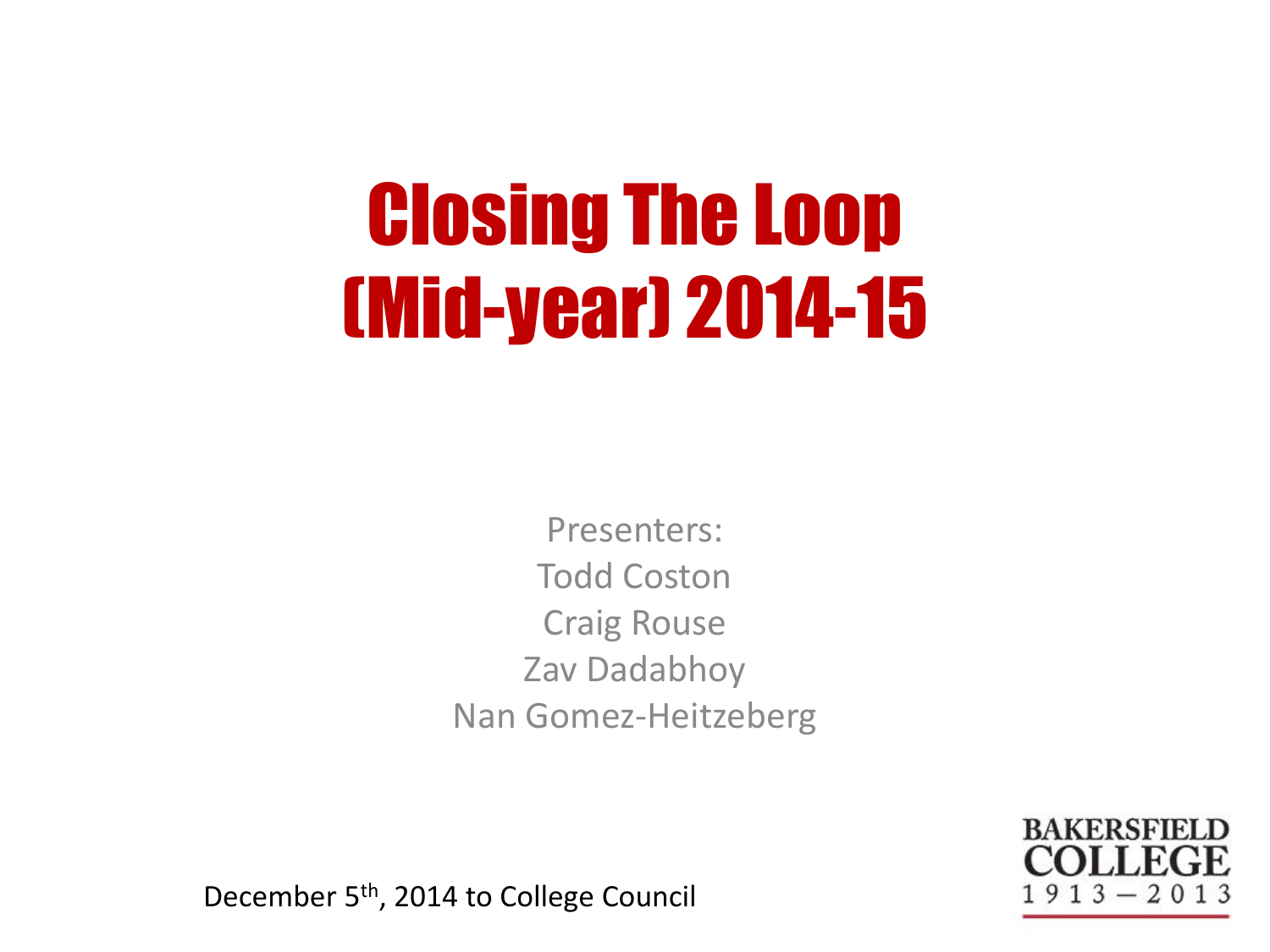# Closing The Loop (Mid-year) 2014-15

Presenters:
Todd Coston
Craig Rouse
Zav Dadabhoy
Nan Gomez-Heitzeberg

December 5th, 2014 to College Council

BAKERSFIELD COLLEGE
1913 – 2013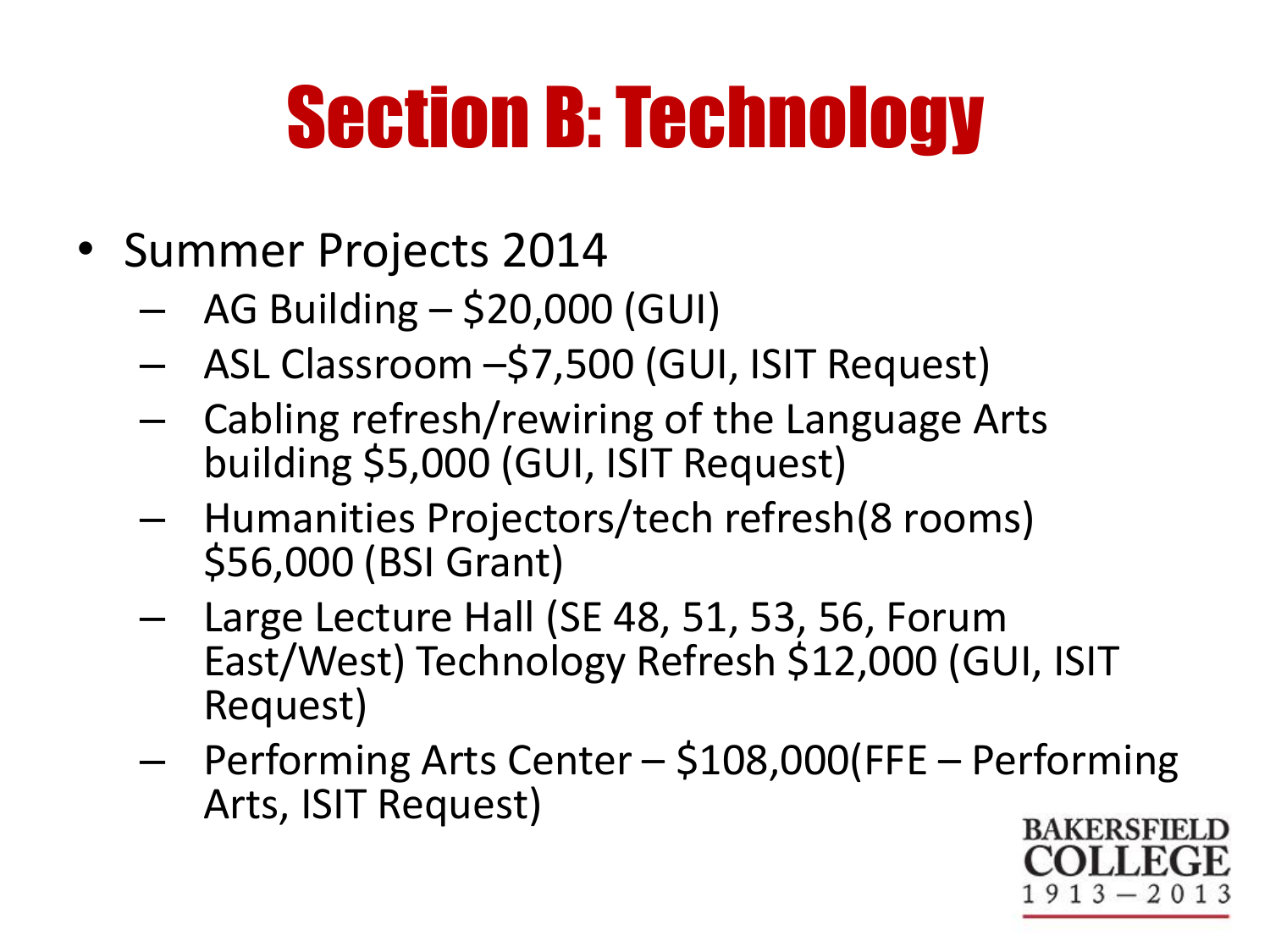# Section B: Technology

- Summer Projects 2014
  - AG Building – $20,000 (GUI)
  - ASL Classroom –$7,500 (GUI, ISIT Request)
  - Cabling refresh/rewiring of the Language Arts building $5,000 (GUI, ISIT Request)
  - Humanities Projectors/tech refresh(8 rooms) $56,000 (BSI Grant)
  - Large Lecture Hall (SE 48, 51, 53, 56, Forum East/West) Technology Refresh $12,000 (GUI, ISIT Request)
  - Performing Arts Center – $108,000(FFE – Performing Arts, ISIT Request)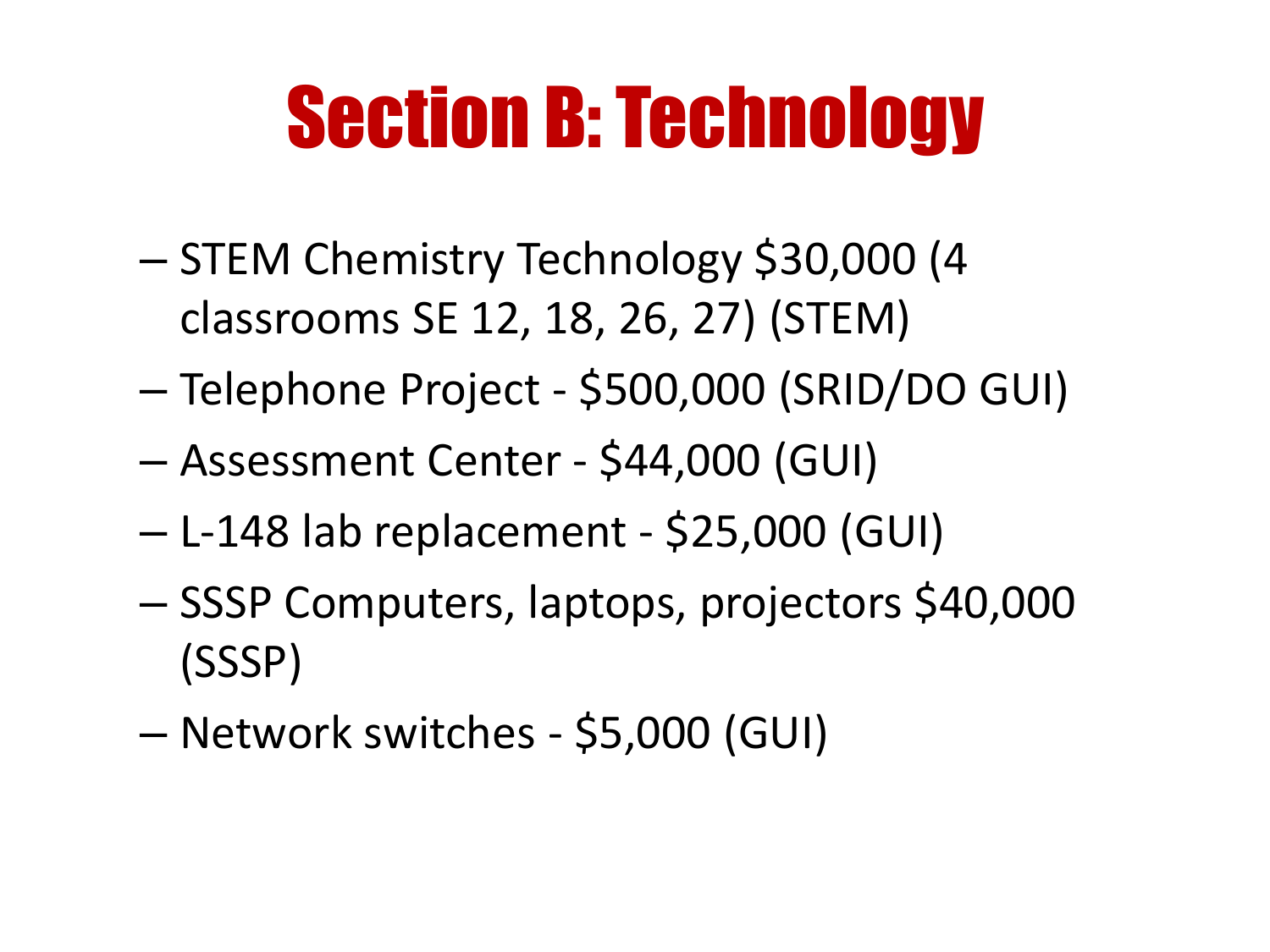# Section B: Technology

- STEM Chemistry Technology $30,000 (4 classrooms SE 12, 18, 26, 27) (STEM)
- Telephone Project - $500,000 (SRID/DO GUI)
- Assessment Center - $44,000 (GUI)
- L-148 lab replacement - $25,000 (GUI)
- SSSP Computers, laptops, projectors $40,000 (SSSP)
- Network switches - $5,000 (GUI)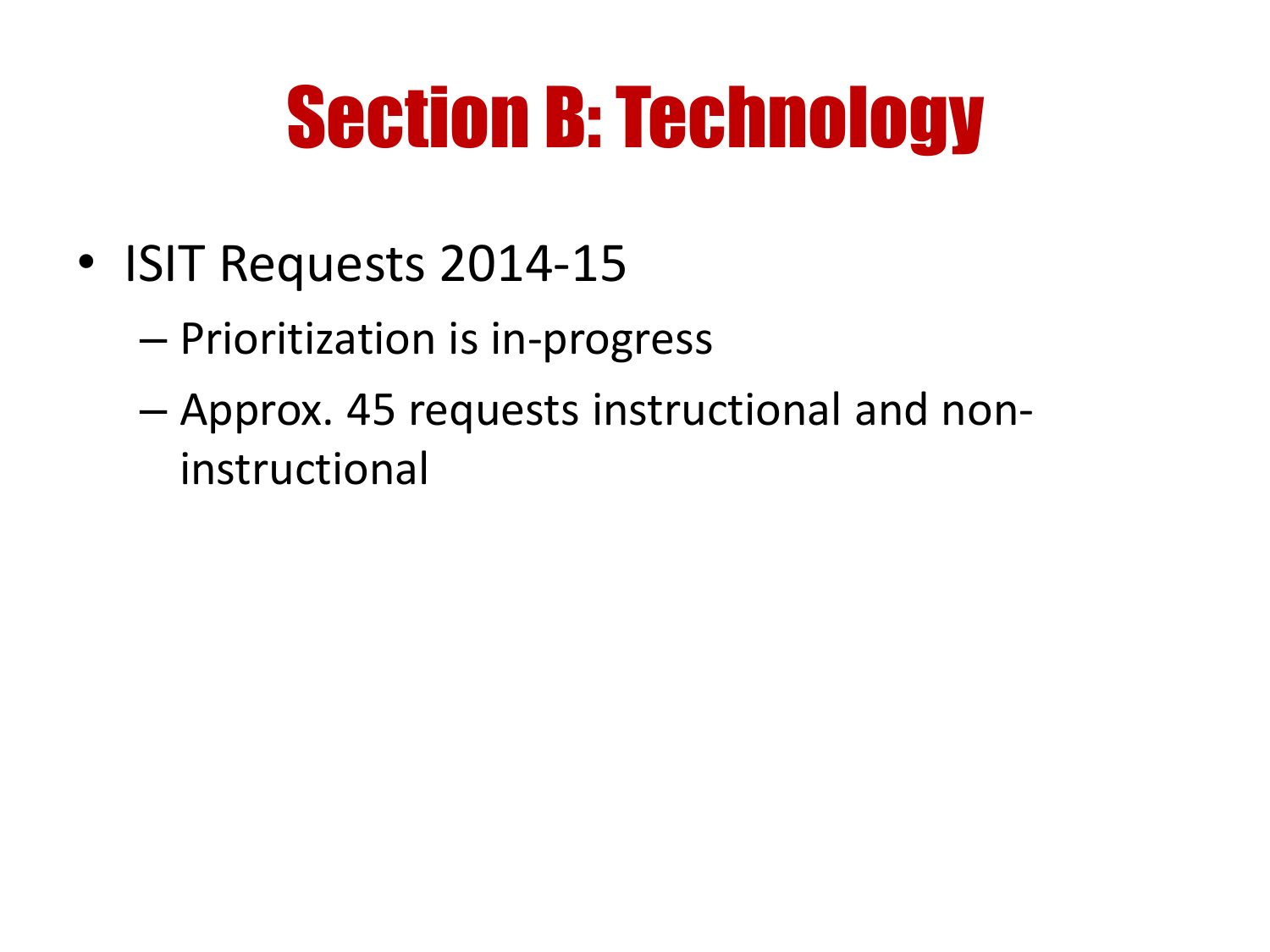# Section B: Technology

- ISIT Requests 2014-15
  - Prioritization is in-progress
  - Approx. 45 requests instructional and non-instructional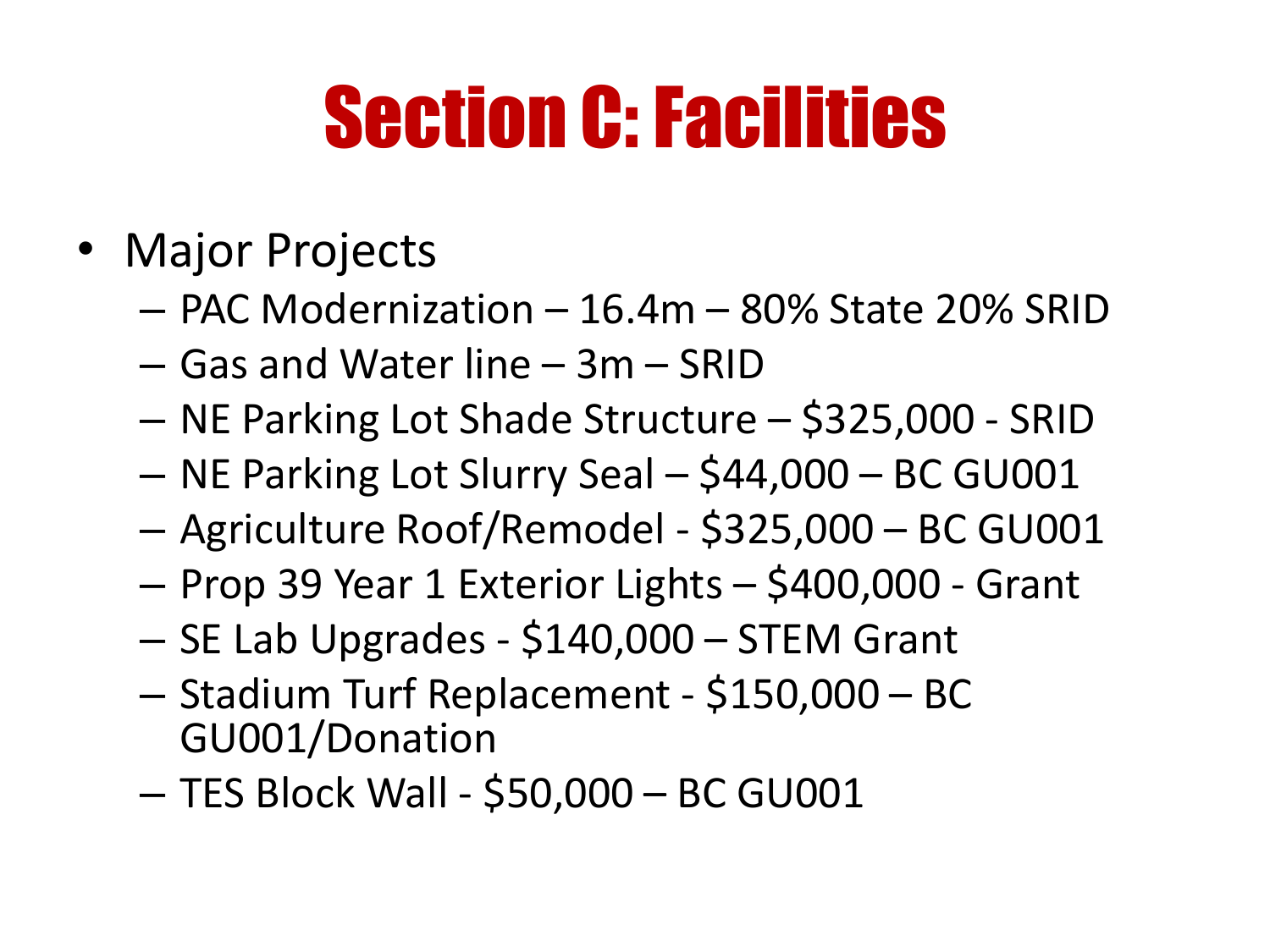# Section C: Facilities

- Major Projects
  - PAC Modernization – 16.4m – 80% State 20% SRID
  - Gas and Water line – 3m – SRID
  - NE Parking Lot Shade Structure – $325,000 - SRID
  - NE Parking Lot Slurry Seal – $44,000 – BC GU001
  - Agriculture Roof/Remodel - $325,000 – BC GU001
  - Prop 39 Year 1 Exterior Lights – $400,000 - Grant
  - SE Lab Upgrades - $140,000 – STEM Grant
  - Stadium Turf Replacement - $150,000 – BC GU001/Donation
  - TES Block Wall - $50,000 – BC GU001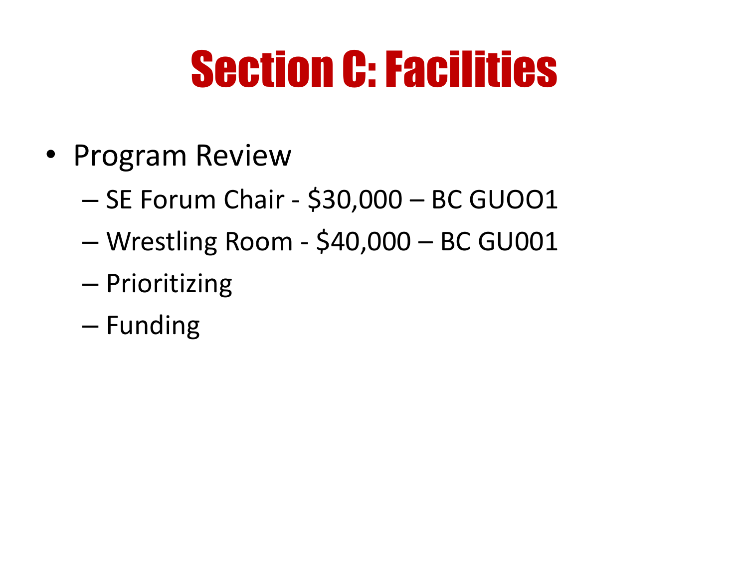# Section C: Facilities

- Program Review
  - SE Forum Chair - $30,000 – BC GUOO1
  - Wrestling Room - $40,000 – BC GU001
  - Prioritizing
  - Funding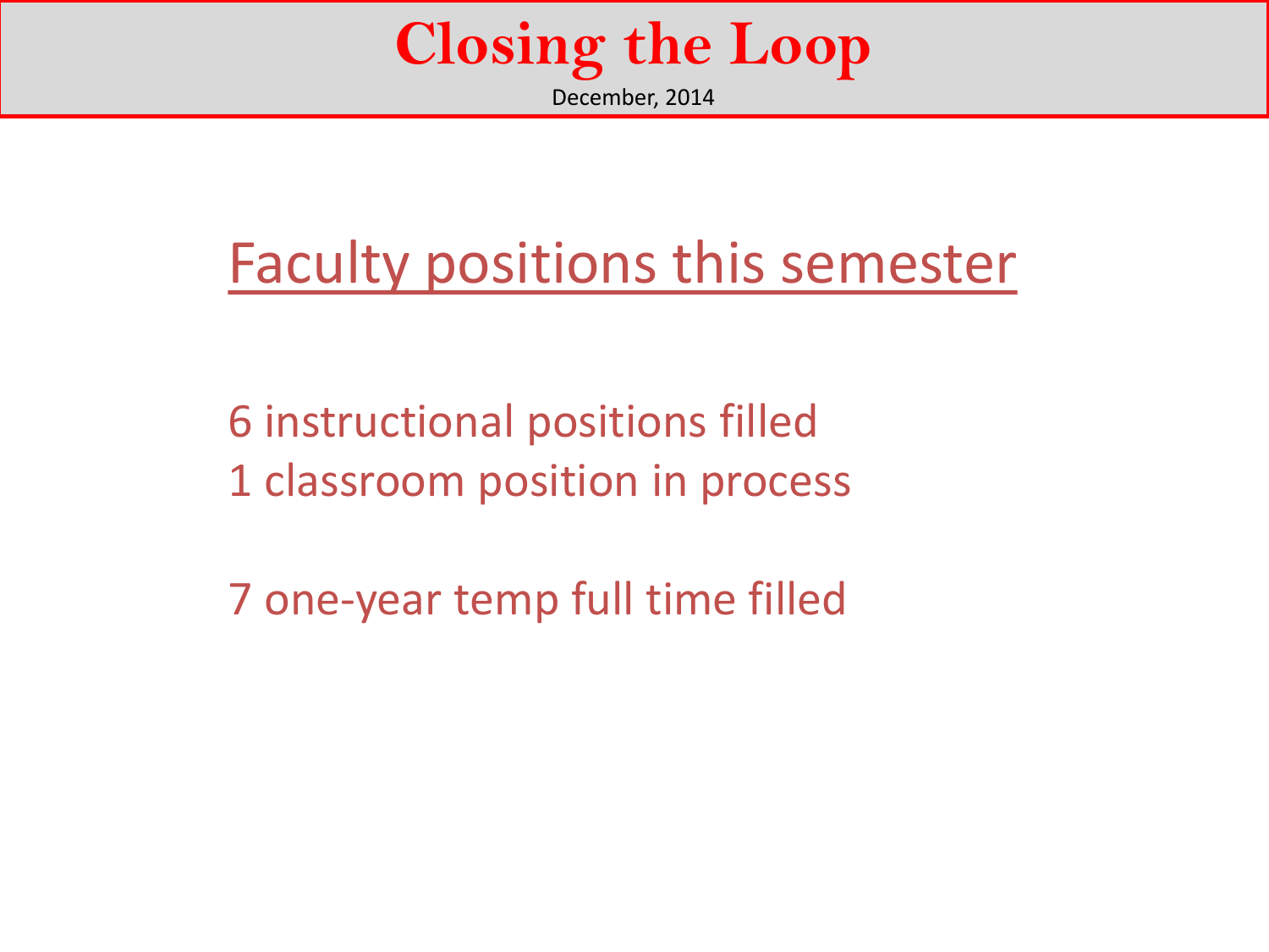# Closing the Loop

December, 2014

## Faculty positions this semester

6 instructional positions filled
1 classroom position in process

7 one-year temp full time filled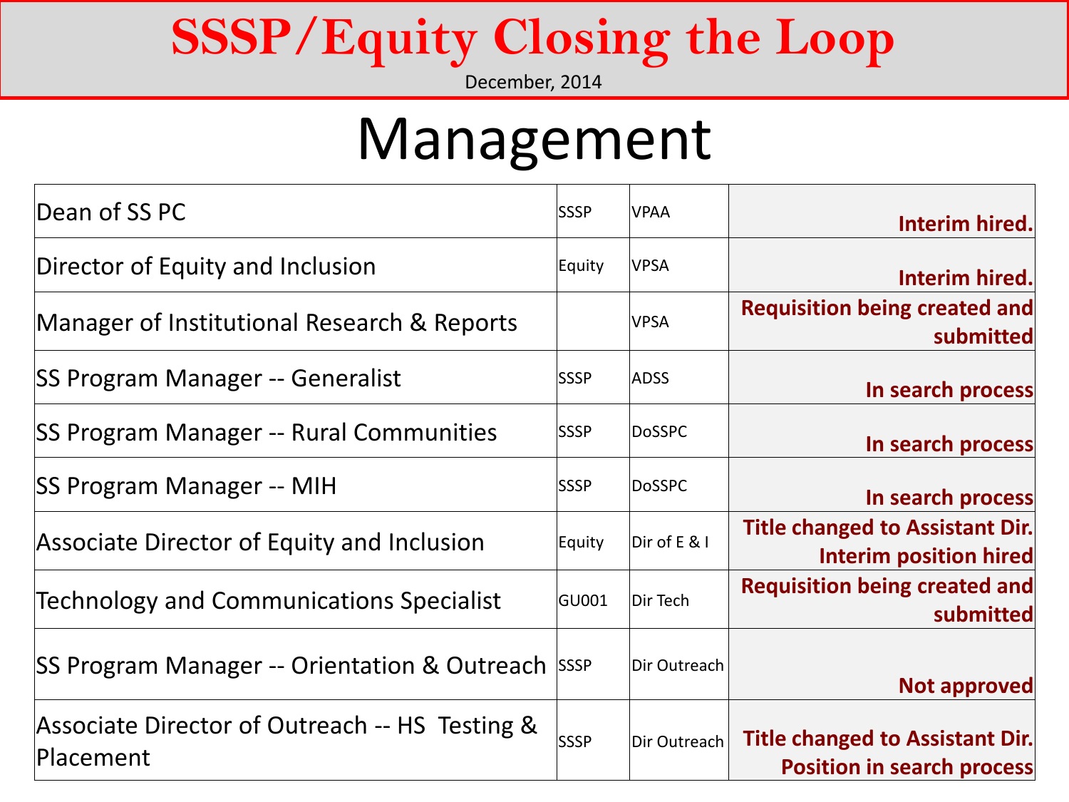# SSSP/Equity Closing the Loop

December, 2014

## Management

| Position | Funding | Reports To | Status |
|---|---|---|---|
| Dean of SS PC | SSSP | VPAA | **Interim hired.** |
| Director of Equity and Inclusion | Equity | VPSA | **Interim hired.** |
| Manager of Institutional Research & Reports | | VPSA | **Requisition being created and submitted** |
| SS Program Manager -- Generalist | SSSP | ADSS | **In search process** |
| SS Program Manager -- Rural Communities | SSSP | DoSSPC | **In search process** |
| SS Program Manager -- MIH | SSSP | DoSSPC | **In search process** |
| Associate Director of Equity and Inclusion | Equity | Dir of E & I | **Title changed to Assistant Dir. Interim position hired** |
| Technology and Communications Specialist | GU001 | Dir Tech | **Requisition being created and submitted** |
| SS Program Manager -- Orientation & Outreach | SSSP | Dir Outreach | **Not approved** |
| Associate Director of Outreach -- HS Testing & Placement | SSSP | Dir Outreach | **Title changed to Assistant Dir. Position in search process** |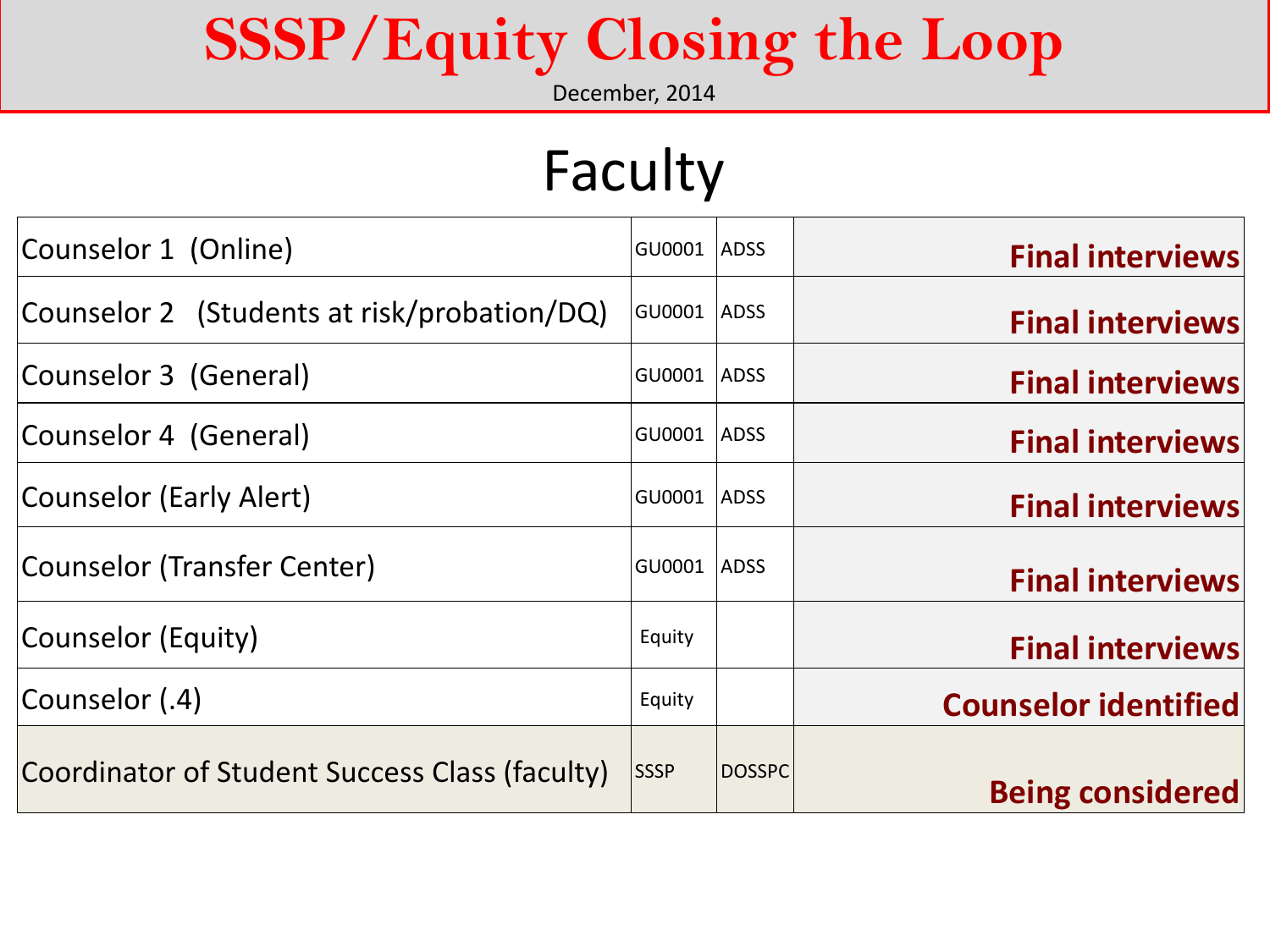# SSSP/Equity Closing the Loop

December, 2014

## Faculty

| Position | Funding | Supervisor | Status |
| --- | --- | --- | --- |
| Counselor 1 (Online) | GU0001 | ADSS | **Final interviews** |
| Counselor 2 (Students at risk/probation/DQ) | GU0001 | ADSS | **Final interviews** |
| Counselor 3 (General) | GU0001 | ADSS | **Final interviews** |
| Counselor 4 (General) | GU0001 | ADSS | **Final interviews** |
| Counselor (Early Alert) | GU0001 | ADSS | **Final interviews** |
| Counselor (Transfer Center) | GU0001 | ADSS | **Final interviews** |
| Counselor (Equity) | Equity | | **Final interviews** |
| Counselor (.4) | Equity | | **Counselor identified** |
| Coordinator of Student Success Class (faculty) | SSSP | DOSSPC | **Being considered** |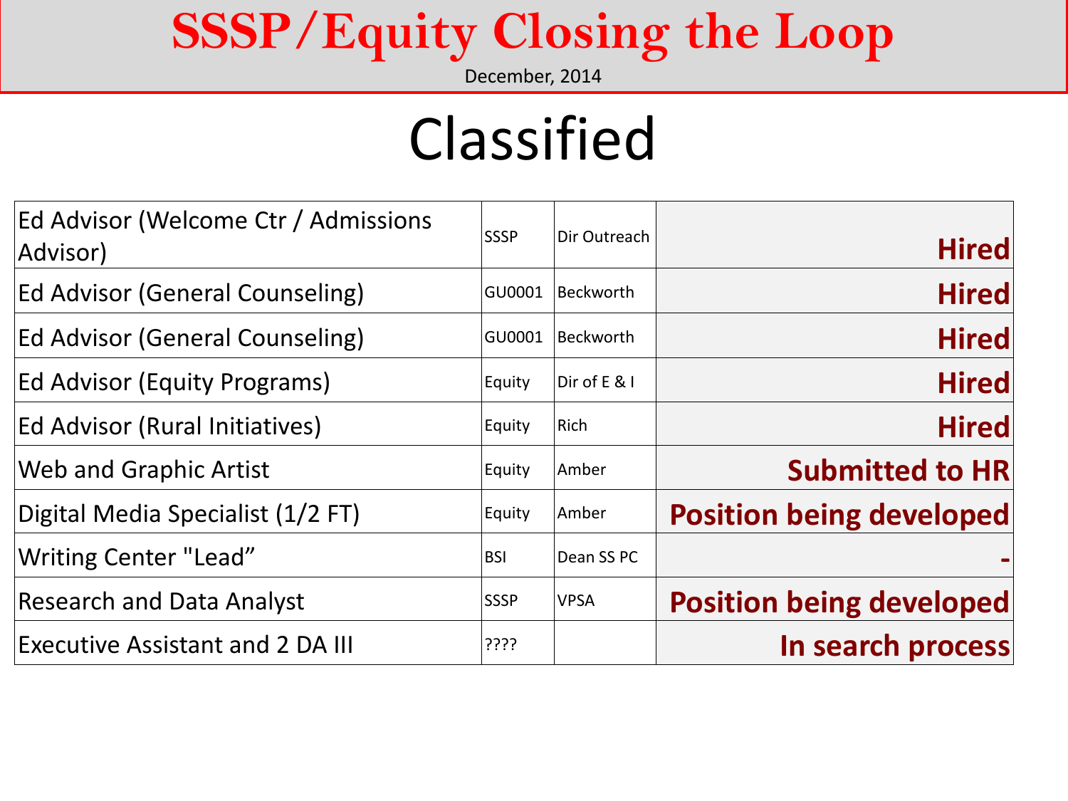# SSSP/Equity Closing the Loop

December, 2014

## Classified

| | | | |
|---|---|---|---|
| Ed Advisor (Welcome Ctr / Admissions Advisor) | SSSP | Dir Outreach | **Hired** |
| Ed Advisor (General Counseling) | GU0001 | Beckworth | **Hired** |
| Ed Advisor (General Counseling) | GU0001 | Beckworth | **Hired** |
| Ed Advisor (Equity Programs) | Equity | Dir of E & I | **Hired** |
| Ed Advisor (Rural Initiatives) | Equity | Rich | **Hired** |
| Web and Graphic Artist | Equity | Amber | **Submitted to HR** |
| Digital Media Specialist (1/2 FT) | Equity | Amber | **Position being developed** |
| Writing Center "Lead" | BSI | Dean SS PC | **-** |
| Research and Data Analyst | SSSP | VPSA | **Position being developed** |
| Executive Assistant and 2 DA III | ???? | | **In search process** |